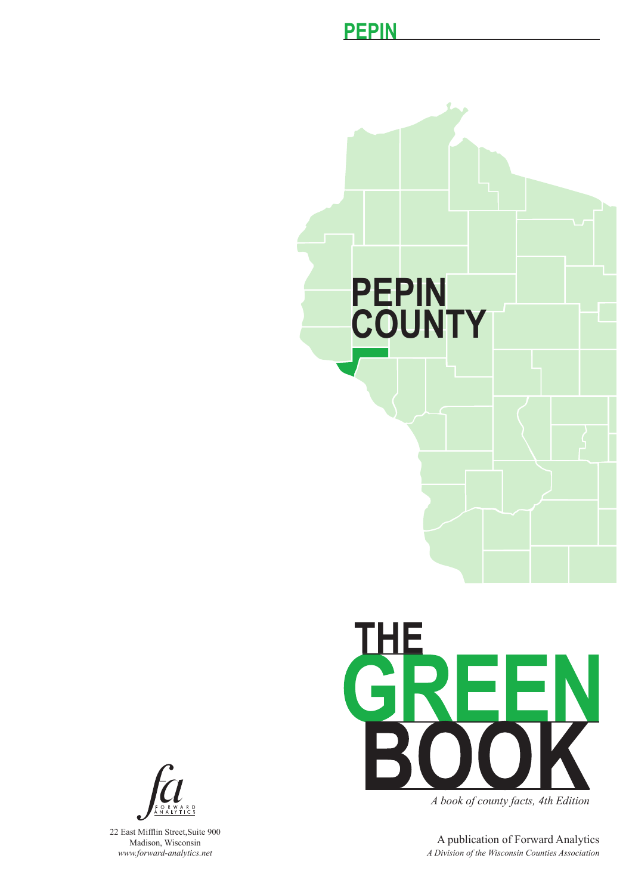# PEPIN COUNTY

# THE GREEN BOOK

*A book of county facts, 4th Edition*

A publication of Forward Analytics

*A Division of the Wisconsin Counties Association*

22 East Mifflin Street,Suite 900
Madison, Wisconsin
*www.forward-analytics.net*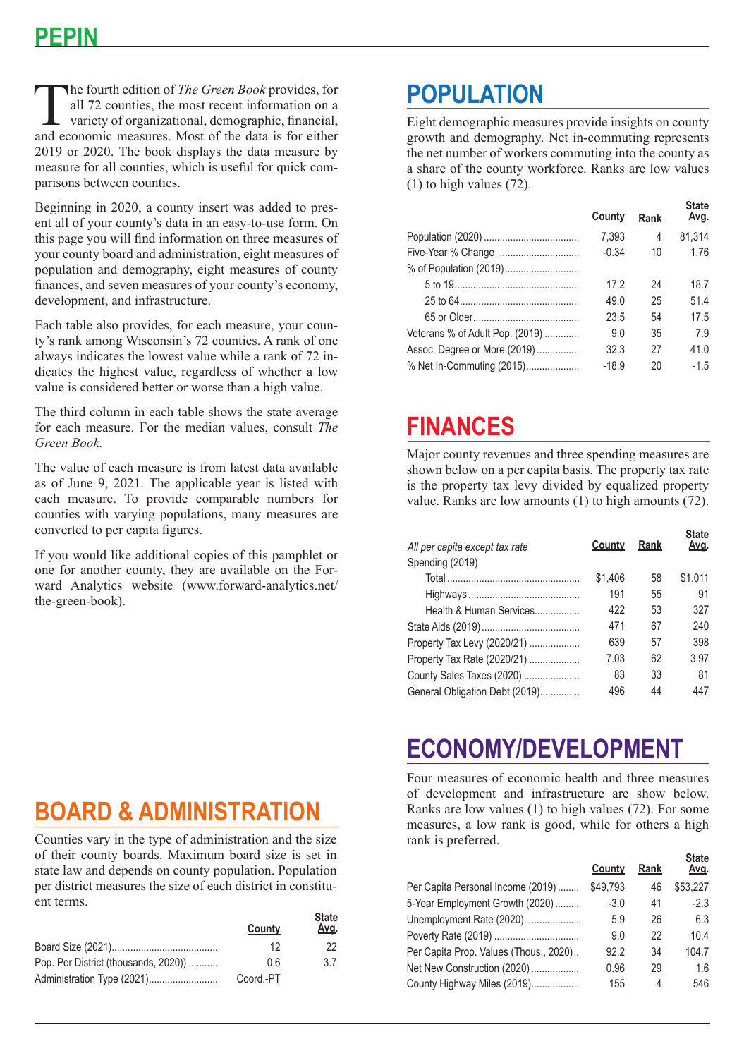# PEPIN

The fourth edition of *The Green Book* provides, for all 72 counties, the most recent information on a variety of organizational, demographic, financial, and economic measures. Most of the data is for either 2019 or 2020. The book displays the data measure by measure for all counties, which is useful for quick comparisons between counties.

Beginning in 2020, a county insert was added to present all of your county's data in an easy-to-use form. On this page you will find information on three measures of your county board and administration, eight measures of population and demography, eight measures of county finances, and seven measures of your county's economy, development, and infrastructure.

Each table also provides, for each measure, your county's rank among Wisconsin's 72 counties. A rank of one always indicates the lowest value while a rank of 72 indicates the highest value, regardless of whether a low value is considered better or worse than a high value.

The third column in each table shows the state average for each measure. For the median values, consult *The Green Book.*

The value of each measure is from latest data available as of June 9, 2021. The applicable year is listed with each measure. To provide comparable numbers for counties with varying populations, many measures are converted to per capita figures.

If you would like additional copies of this pamphlet or one for another county, they are available on the Forward Analytics website (www.forward-analytics.net/the-green-book).

## BOARD & ADMINISTRATION

Counties vary in the type of administration and the size of their county boards. Maximum board size is set in state law and depends on county population. Population per district measures the size of each district in constituent terms.

| | County | State Avg. |
|---|---|---|
| Board Size (2021) | 12 | 22 |
| Pop. Per District (thousands, 2020)) | 0.6 | 3.7 |
| Administration Type (2021) | Coord.-PT | |

## POPULATION

Eight demographic measures provide insights on county growth and demography. Net in-commuting represents the net number of workers commuting into the county as a share of the county workforce. Ranks are low values (1) to high values (72).

| | County | Rank | State Avg. |
|---|---|---|---|
| Population (2020) | 7,393 | 4 | 81,314 |
| Five-Year % Change | -0.34 | 10 | 1.76 |
| % of Population (2019) | | | |
| 5 to 19 | 17.2 | 24 | 18.7 |
| 25 to 64 | 49.0 | 25 | 51.4 |
| 65 or Older | 23.5 | 54 | 17.5 |
| Veterans % of Adult Pop. (2019) | 9.0 | 35 | 7.9 |
| Assoc. Degree or More (2019) | 32.3 | 27 | 41.0 |
| % Net In-Commuting (2015) | -18.9 | 20 | -1.5 |

## FINANCES

Major county revenues and three spending measures are shown below on a per capita basis. The property tax rate is the property tax levy divided by equalized property value. Ranks are low amounts (1) to high amounts (72).

| *All per capita except tax rate* | County | Rank | State Avg. |
|---|---|---|---|
| Spending (2019) | | | |
| Total | $1,406 | 58 | $1,011 |
| Highways | 191 | 55 | 91 |
| Health & Human Services | 422 | 53 | 327 |
| State Aids (2019) | 471 | 67 | 240 |
| Property Tax Levy (2020/21) | 639 | 57 | 398 |
| Property Tax Rate (2020/21) | 7.03 | 62 | 3.97 |
| County Sales Taxes (2020) | 83 | 33 | 81 |
| General Obligation Debt (2019) | 496 | 44 | 447 |

## ECONOMY/DEVELOPMENT

Four measures of economic health and three measures of development and infrastructure are show below. Ranks are low values (1) to high values (72). For some measures, a low rank is good, while for others a high rank is preferred.

| | County | Rank | State Avg. |
|---|---|---|---|
| Per Capita Personal Income (2019) | $49,793 | 46 | $53,227 |
| 5-Year Employment Growth (2020) | -3.0 | 41 | -2.3 |
| Unemployment Rate (2020) | 5.9 | 26 | 6.3 |
| Poverty Rate (2019) | 9.0 | 22 | 10.4 |
| Per Capita Prop. Values (Thous., 2020) | 92.2 | 34 | 104.7 |
| Net New Construction (2020) | 0.96 | 29 | 1.6 |
| County Highway Miles (2019) | 155 | 4 | 546 |